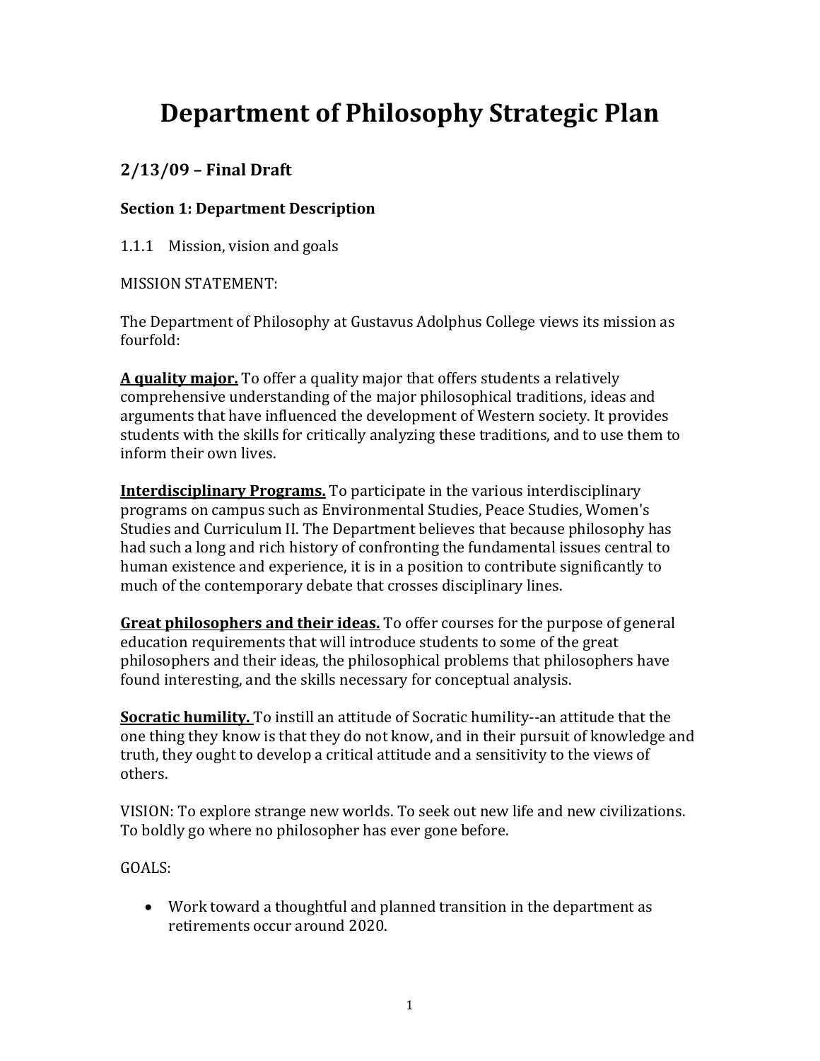# Department of Philosophy Strategic Plan

## 2/13/09 – Final Draft

### Section 1: Department Description

1.1.1 Mission, vision and goals

MISSION STATEMENT:

The Department of Philosophy at Gustavus Adolphus College views its mission as fourfold:

**A quality major.** To offer a quality major that offers students a relatively comprehensive understanding of the major philosophical traditions, ideas and arguments that have influenced the development of Western society. It provides students with the skills for critically analyzing these traditions, and to use them to inform their own lives.

**Interdisciplinary Programs.** To participate in the various interdisciplinary programs on campus such as Environmental Studies, Peace Studies, Women's Studies and Curriculum II. The Department believes that because philosophy has had such a long and rich history of confronting the fundamental issues central to human existence and experience, it is in a position to contribute significantly to much of the contemporary debate that crosses disciplinary lines.

**Great philosophers and their ideas.** To offer courses for the purpose of general education requirements that will introduce students to some of the great philosophers and their ideas, the philosophical problems that philosophers have found interesting, and the skills necessary for conceptual analysis.

**Socratic humility.** To instill an attitude of Socratic humility--an attitude that the one thing they know is that they do not know, and in their pursuit of knowledge and truth, they ought to develop a critical attitude and a sensitivity to the views of others.

VISION: To explore strange new worlds. To seek out new life and new civilizations. To boldly go where no philosopher has ever gone before.

GOALS:

- Work toward a thoughtful and planned transition in the department as retirements occur around 2020.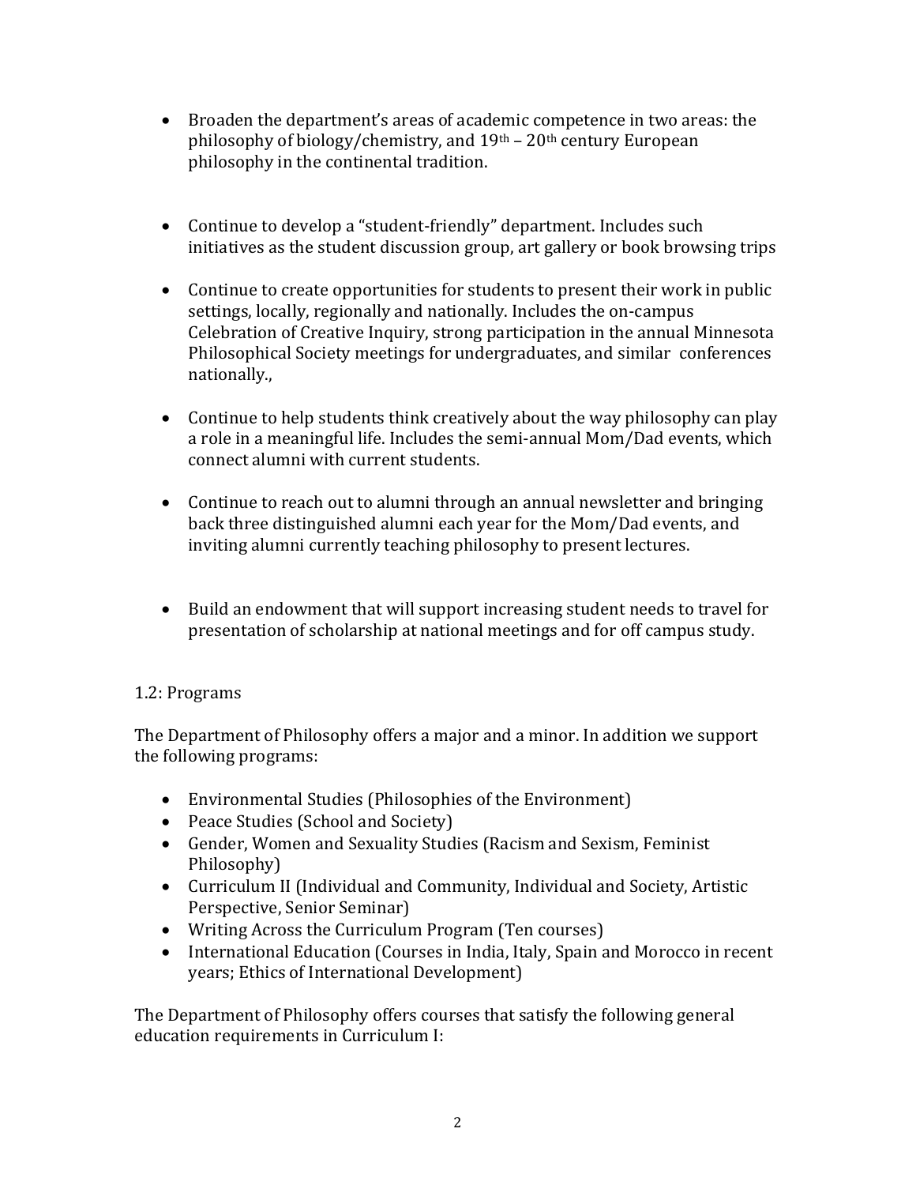- Broaden the department's areas of academic competence in two areas: the philosophy of biology/chemistry, and 19th – 20th century European philosophy in the continental tradition.

- Continue to develop a "student-friendly" department. Includes such initiatives as the student discussion group, art gallery or book browsing trips

- Continue to create opportunities for students to present their work in public settings, locally, regionally and nationally. Includes the on-campus Celebration of Creative Inquiry, strong participation in the annual Minnesota Philosophical Society meetings for undergraduates, and similar conferences nationally.,

- Continue to help students think creatively about the way philosophy can play a role in a meaningful life. Includes the semi-annual Mom/Dad events, which connect alumni with current students.

- Continue to reach out to alumni through an annual newsletter and bringing back three distinguished alumni each year for the Mom/Dad events, and inviting alumni currently teaching philosophy to present lectures.

- Build an endowment that will support increasing student needs to travel for presentation of scholarship at national meetings and for off campus study.

1.2: Programs

The Department of Philosophy offers a major and a minor. In addition we support the following programs:

- Environmental Studies (Philosophies of the Environment)
- Peace Studies (School and Society)
- Gender, Women and Sexuality Studies (Racism and Sexism, Feminist Philosophy)
- Curriculum II (Individual and Community, Individual and Society, Artistic Perspective, Senior Seminar)
- Writing Across the Curriculum Program (Ten courses)
- International Education (Courses in India, Italy, Spain and Morocco in recent years; Ethics of International Development)

The Department of Philosophy offers courses that satisfy the following general education requirements in Curriculum I: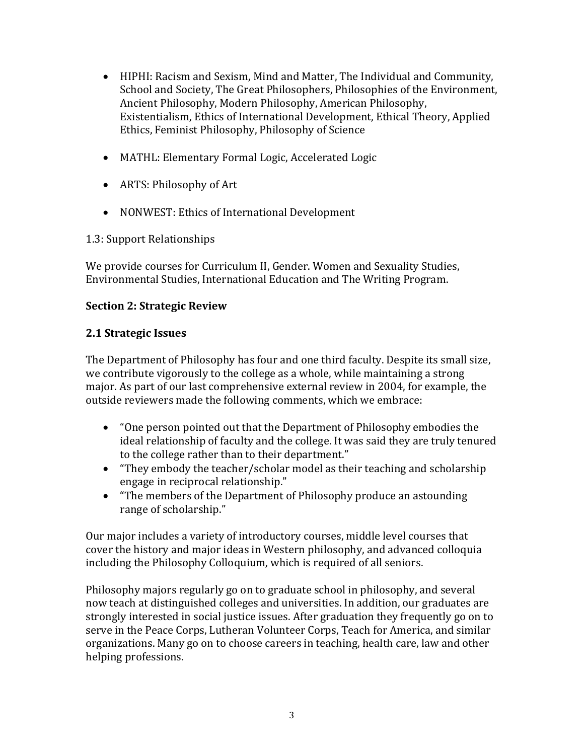- HIPHI: Racism and Sexism, Mind and Matter, The Individual and Community, School and Society, The Great Philosophers, Philosophies of the Environment, Ancient Philosophy, Modern Philosophy, American Philosophy, Existentialism, Ethics of International Development, Ethical Theory, Applied Ethics, Feminist Philosophy, Philosophy of Science

- MATHL: Elementary Formal Logic, Accelerated Logic

- ARTS: Philosophy of Art

- NONWEST: Ethics of International Development

1.3: Support Relationships

We provide courses for Curriculum II, Gender. Women and Sexuality Studies, Environmental Studies, International Education and The Writing Program.

## Section 2: Strategic Review

### 2.1 Strategic Issues

The Department of Philosophy has four and one third faculty. Despite its small size, we contribute vigorously to the college as a whole, while maintaining a strong major. As part of our last comprehensive external review in 2004, for example, the outside reviewers made the following comments, which we embrace:

- "One person pointed out that the Department of Philosophy embodies the ideal relationship of faculty and the college. It was said they are truly tenured to the college rather than to their department."
- "They embody the teacher/scholar model as their teaching and scholarship engage in reciprocal relationship."
- "The members of the Department of Philosophy produce an astounding range of scholarship."

Our major includes a variety of introductory courses, middle level courses that cover the history and major ideas in Western philosophy, and advanced colloquia including the Philosophy Colloquium, which is required of all seniors.

Philosophy majors regularly go on to graduate school in philosophy, and several now teach at distinguished colleges and universities. In addition, our graduates are strongly interested in social justice issues. After graduation they frequently go on to serve in the Peace Corps, Lutheran Volunteer Corps, Teach for America, and similar organizations. Many go on to choose careers in teaching, health care, law and other helping professions.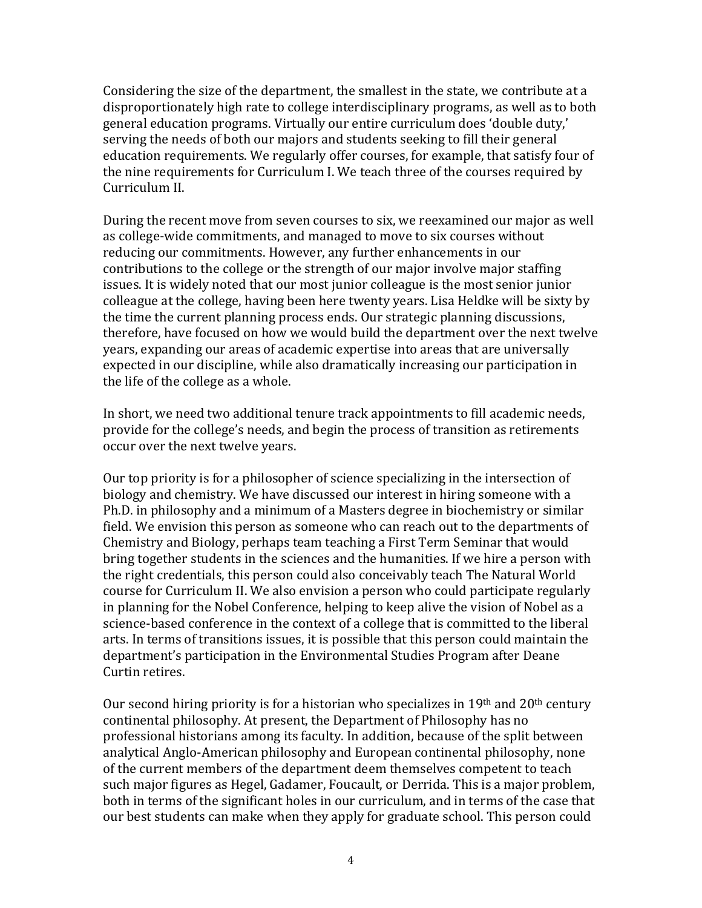Considering the size of the department, the smallest in the state, we contribute at a disproportionately high rate to college interdisciplinary programs, as well as to both general education programs. Virtually our entire curriculum does 'double duty,' serving the needs of both our majors and students seeking to fill their general education requirements. We regularly offer courses, for example, that satisfy four of the nine requirements for Curriculum I. We teach three of the courses required by Curriculum II.

During the recent move from seven courses to six, we reexamined our major as well as college-wide commitments, and managed to move to six courses without reducing our commitments. However, any further enhancements in our contributions to the college or the strength of our major involve major staffing issues. It is widely noted that our most junior colleague is the most senior junior colleague at the college, having been here twenty years. Lisa Heldke will be sixty by the time the current planning process ends. Our strategic planning discussions, therefore, have focused on how we would build the department over the next twelve years, expanding our areas of academic expertise into areas that are universally expected in our discipline, while also dramatically increasing our participation in the life of the college as a whole.

In short, we need two additional tenure track appointments to fill academic needs, provide for the college's needs, and begin the process of transition as retirements occur over the next twelve years.

Our top priority is for a philosopher of science specializing in the intersection of biology and chemistry. We have discussed our interest in hiring someone with a Ph.D. in philosophy and a minimum of a Masters degree in biochemistry or similar field. We envision this person as someone who can reach out to the departments of Chemistry and Biology, perhaps team teaching a First Term Seminar that would bring together students in the sciences and the humanities. If we hire a person with the right credentials, this person could also conceivably teach The Natural World course for Curriculum II. We also envision a person who could participate regularly in planning for the Nobel Conference, helping to keep alive the vision of Nobel as a science-based conference in the context of a college that is committed to the liberal arts. In terms of transitions issues, it is possible that this person could maintain the department's participation in the Environmental Studies Program after Deane Curtin retires.

Our second hiring priority is for a historian who specializes in 19th and 20th century continental philosophy. At present, the Department of Philosophy has no professional historians among its faculty. In addition, because of the split between analytical Anglo-American philosophy and European continental philosophy, none of the current members of the department deem themselves competent to teach such major figures as Hegel, Gadamer, Foucault, or Derrida. This is a major problem, both in terms of the significant holes in our curriculum, and in terms of the case that our best students can make when they apply for graduate school. This person could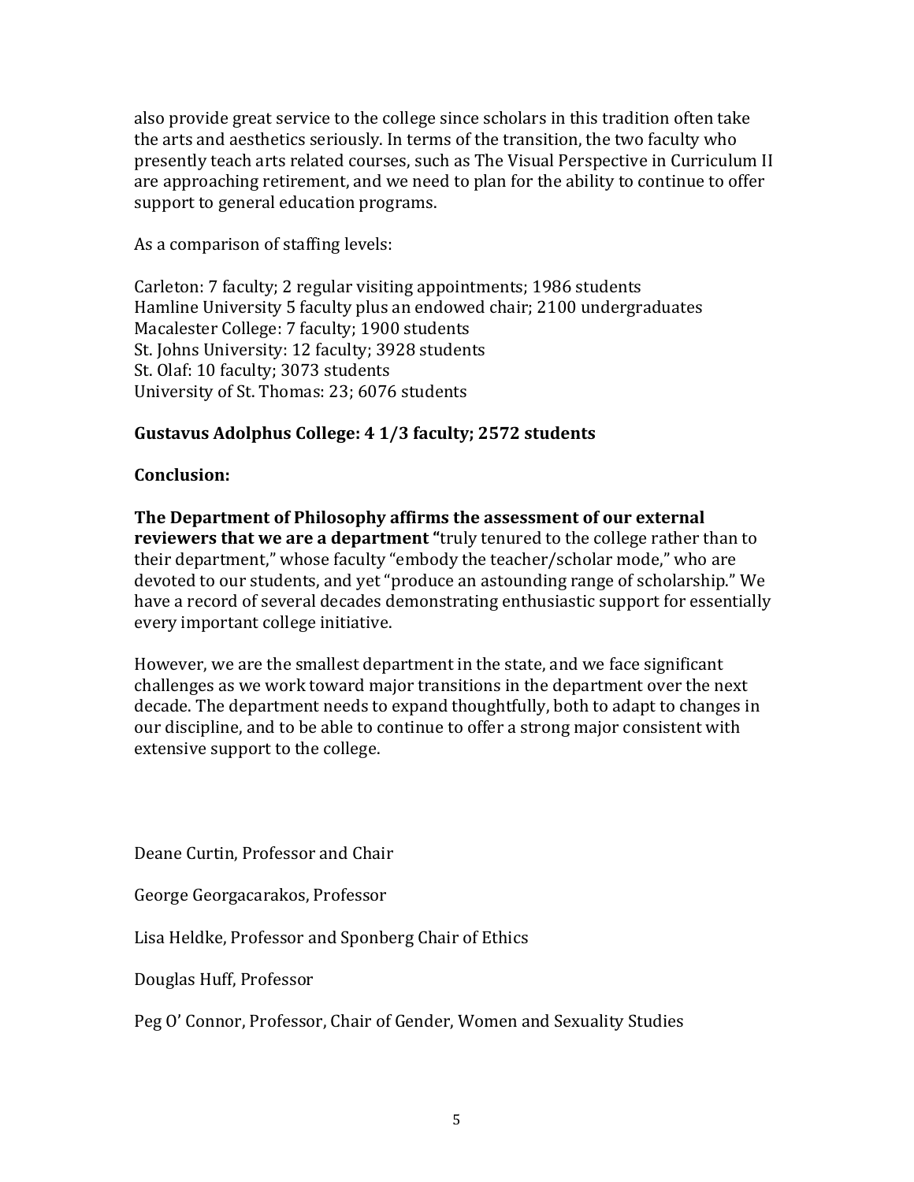also provide great service to the college since scholars in this tradition often take the arts and aesthetics seriously. In terms of the transition, the two faculty who presently teach arts related courses, such as The Visual Perspective in Curriculum II are approaching retirement, and we need to plan for the ability to continue to offer support to general education programs.

As a comparison of staffing levels:

Carleton: 7 faculty; 2 regular visiting appointments; 1986 students
Hamline University 5 faculty plus an endowed chair; 2100 undergraduates
Macalester College: 7 faculty; 1900 students
St. Johns University: 12 faculty; 3928 students
St. Olaf: 10 faculty; 3073 students
University of St. Thomas: 23; 6076 students

**Gustavus Adolphus College: 4 1/3 faculty; 2572 students**

**Conclusion:**

**The Department of Philosophy affirms the assessment of our external reviewers that we are a department "**truly tenured to the college rather than to their department," whose faculty "embody the teacher/scholar mode," who are devoted to our students, and yet "produce an astounding range of scholarship." We have a record of several decades demonstrating enthusiastic support for essentially every important college initiative.

However, we are the smallest department in the state, and we face significant challenges as we work toward major transitions in the department over the next decade. The department needs to expand thoughtfully, both to adapt to changes in our discipline, and to be able to continue to offer a strong major consistent with extensive support to the college.

Deane Curtin, Professor and Chair

George Georgacarakos, Professor

Lisa Heldke, Professor and Sponberg Chair of Ethics

Douglas Huff, Professor

Peg O' Connor, Professor, Chair of Gender, Women and Sexuality Studies